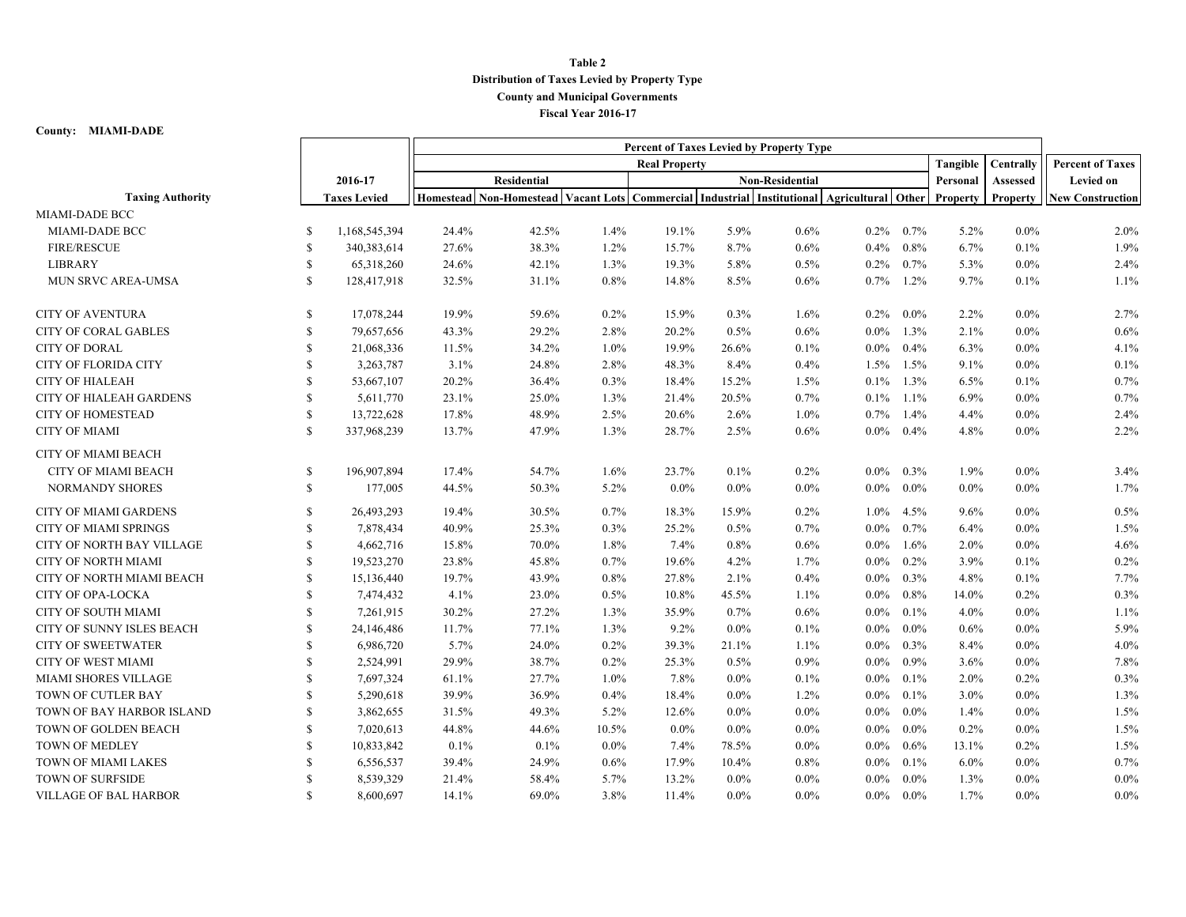**Table 2**
**Distribution of Taxes Levied by Property Type**
**County and Municipal Governments**
**Fiscal Year 2016-17**

**County: MIAMI-DADE**

| Taxing Authority | 2016-17 Taxes Levied | Percent of Taxes Levied by Property Type | | | | | | | | | | Percent of Taxes Levied on New Construction |
|---|---|---|---|---|---|---|---|---|---|---|---|---|
| | | Real Property | | | | | | | | Tangible Personal Property | Centrally Assessed Property | |
| | | Residential | | | Non-Residential | | | | | | | |
| | | Homestead | Non-Homestead | Vacant Lots | Commercial | Industrial | Institutional | Agricultural | Other | | | |
| MIAMI-DADE BCC | | | | | | | | | | | | |
| MIAMI-DADE BCC | $ 1,168,545,394 | 24.4% | 42.5% | 1.4% | 19.1% | 5.9% | 0.6% | 0.2% | 0.7% | 5.2% | 0.0% | 2.0% |
| FIRE/RESCUE | $ 340,383,614 | 27.6% | 38.3% | 1.2% | 15.7% | 8.7% | 0.6% | 0.4% | 0.8% | 6.7% | 0.1% | 1.9% |
| LIBRARY | $ 65,318,260 | 24.6% | 42.1% | 1.3% | 19.3% | 5.8% | 0.5% | 0.2% | 0.7% | 5.3% | 0.0% | 2.4% |
| MUN SRVC AREA-UMSA | $ 128,417,918 | 32.5% | 31.1% | 0.8% | 14.8% | 8.5% | 0.6% | 0.7% | 1.2% | 9.7% | 0.1% | 1.1% |
| CITY OF AVENTURA | $ 17,078,244 | 19.9% | 59.6% | 0.2% | 15.9% | 0.3% | 1.6% | 0.2% | 0.0% | 2.2% | 0.0% | 2.7% |
| CITY OF CORAL GABLES | $ 79,657,656 | 43.3% | 29.2% | 2.8% | 20.2% | 0.5% | 0.6% | 0.0% | 1.3% | 2.1% | 0.0% | 0.6% |
| CITY OF DORAL | $ 21,068,336 | 11.5% | 34.2% | 1.0% | 19.9% | 26.6% | 0.1% | 0.0% | 0.4% | 6.3% | 0.0% | 4.1% |
| CITY OF FLORIDA CITY | $ 3,263,787 | 3.1% | 24.8% | 2.8% | 48.3% | 8.4% | 0.4% | 1.5% | 1.5% | 9.1% | 0.0% | 0.1% |
| CITY OF HIALEAH | $ 53,667,107 | 20.2% | 36.4% | 0.3% | 18.4% | 15.2% | 1.5% | 0.1% | 1.3% | 6.5% | 0.1% | 0.7% |
| CITY OF HIALEAH GARDENS | $ 5,611,770 | 23.1% | 25.0% | 1.3% | 21.4% | 20.5% | 0.7% | 0.1% | 1.1% | 6.9% | 0.0% | 0.7% |
| CITY OF HOMESTEAD | $ 13,722,628 | 17.8% | 48.9% | 2.5% | 20.6% | 2.6% | 1.0% | 0.7% | 1.4% | 4.4% | 0.0% | 2.4% |
| CITY OF MIAMI | $ 337,968,239 | 13.7% | 47.9% | 1.3% | 28.7% | 2.5% | 0.6% | 0.0% | 0.4% | 4.8% | 0.0% | 2.2% |
| CITY OF MIAMI BEACH | | | | | | | | | | | | |
| CITY OF MIAMI BEACH | $ 196,907,894 | 17.4% | 54.7% | 1.6% | 23.7% | 0.1% | 0.2% | 0.0% | 0.3% | 1.9% | 0.0% | 3.4% |
| NORMANDY SHORES | $ 177,005 | 44.5% | 50.3% | 5.2% | 0.0% | 0.0% | 0.0% | 0.0% | 0.0% | 0.0% | 0.0% | 1.7% |
| CITY OF MIAMI GARDENS | $ 26,493,293 | 19.4% | 30.5% | 0.7% | 18.3% | 15.9% | 0.2% | 1.0% | 4.5% | 9.6% | 0.0% | 0.5% |
| CITY OF MIAMI SPRINGS | $ 7,878,434 | 40.9% | 25.3% | 0.3% | 25.2% | 0.5% | 0.7% | 0.0% | 0.7% | 6.4% | 0.0% | 1.5% |
| CITY OF NORTH BAY VILLAGE | $ 4,662,716 | 15.8% | 70.0% | 1.8% | 7.4% | 0.8% | 0.6% | 0.0% | 1.6% | 2.0% | 0.0% | 4.6% |
| CITY OF NORTH MIAMI | $ 19,523,270 | 23.8% | 45.8% | 0.7% | 19.6% | 4.2% | 1.7% | 0.0% | 0.2% | 3.9% | 0.1% | 0.2% |
| CITY OF NORTH MIAMI BEACH | $ 15,136,440 | 19.7% | 43.9% | 0.8% | 27.8% | 2.1% | 0.4% | 0.0% | 0.3% | 4.8% | 0.1% | 7.7% |
| CITY OF OPA-LOCKA | $ 7,474,432 | 4.1% | 23.0% | 0.5% | 10.8% | 45.5% | 1.1% | 0.0% | 0.8% | 14.0% | 0.2% | 0.3% |
| CITY OF SOUTH MIAMI | $ 7,261,915 | 30.2% | 27.2% | 1.3% | 35.9% | 0.7% | 0.6% | 0.0% | 0.1% | 4.0% | 0.0% | 1.1% |
| CITY OF SUNNY ISLES BEACH | $ 24,146,486 | 11.7% | 77.1% | 1.3% | 9.2% | 0.0% | 0.1% | 0.0% | 0.0% | 0.6% | 0.0% | 5.9% |
| CITY OF SWEETWATER | $ 6,986,720 | 5.7% | 24.0% | 0.2% | 39.3% | 21.1% | 1.1% | 0.0% | 0.3% | 8.4% | 0.0% | 4.0% |
| CITY OF WEST MIAMI | $ 2,524,991 | 29.9% | 38.7% | 0.2% | 25.3% | 0.5% | 0.9% | 0.0% | 0.9% | 3.6% | 0.0% | 7.8% |
| MIAMI SHORES VILLAGE | $ 7,697,324 | 61.1% | 27.7% | 1.0% | 7.8% | 0.0% | 0.1% | 0.0% | 0.1% | 2.0% | 0.2% | 0.3% |
| TOWN OF CUTLER BAY | $ 5,290,618 | 39.9% | 36.9% | 0.4% | 18.4% | 0.0% | 1.2% | 0.0% | 0.1% | 3.0% | 0.0% | 1.3% |
| TOWN OF BAY HARBOR ISLAND | $ 3,862,655 | 31.5% | 49.3% | 5.2% | 12.6% | 0.0% | 0.0% | 0.0% | 0.0% | 1.4% | 0.0% | 1.5% |
| TOWN OF GOLDEN BEACH | $ 7,020,613 | 44.8% | 44.6% | 10.5% | 0.0% | 0.0% | 0.0% | 0.0% | 0.0% | 0.2% | 0.0% | 1.5% |
| TOWN OF MEDLEY | $ 10,833,842 | 0.1% | 0.1% | 0.0% | 7.4% | 78.5% | 0.0% | 0.0% | 0.6% | 13.1% | 0.2% | 1.5% |
| TOWN OF MIAMI LAKES | $ 6,556,537 | 39.4% | 24.9% | 0.6% | 17.9% | 10.4% | 0.8% | 0.0% | 0.1% | 6.0% | 0.0% | 0.7% |
| TOWN OF SURFSIDE | $ 8,539,329 | 21.4% | 58.4% | 5.7% | 13.2% | 0.0% | 0.0% | 0.0% | 0.0% | 1.3% | 0.0% | 0.0% |
| VILLAGE OF BAL HARBOR | $ 8,600,697 | 14.1% | 69.0% | 3.8% | 11.4% | 0.0% | 0.0% | 0.0% | 0.0% | 1.7% | 0.0% | 0.0% |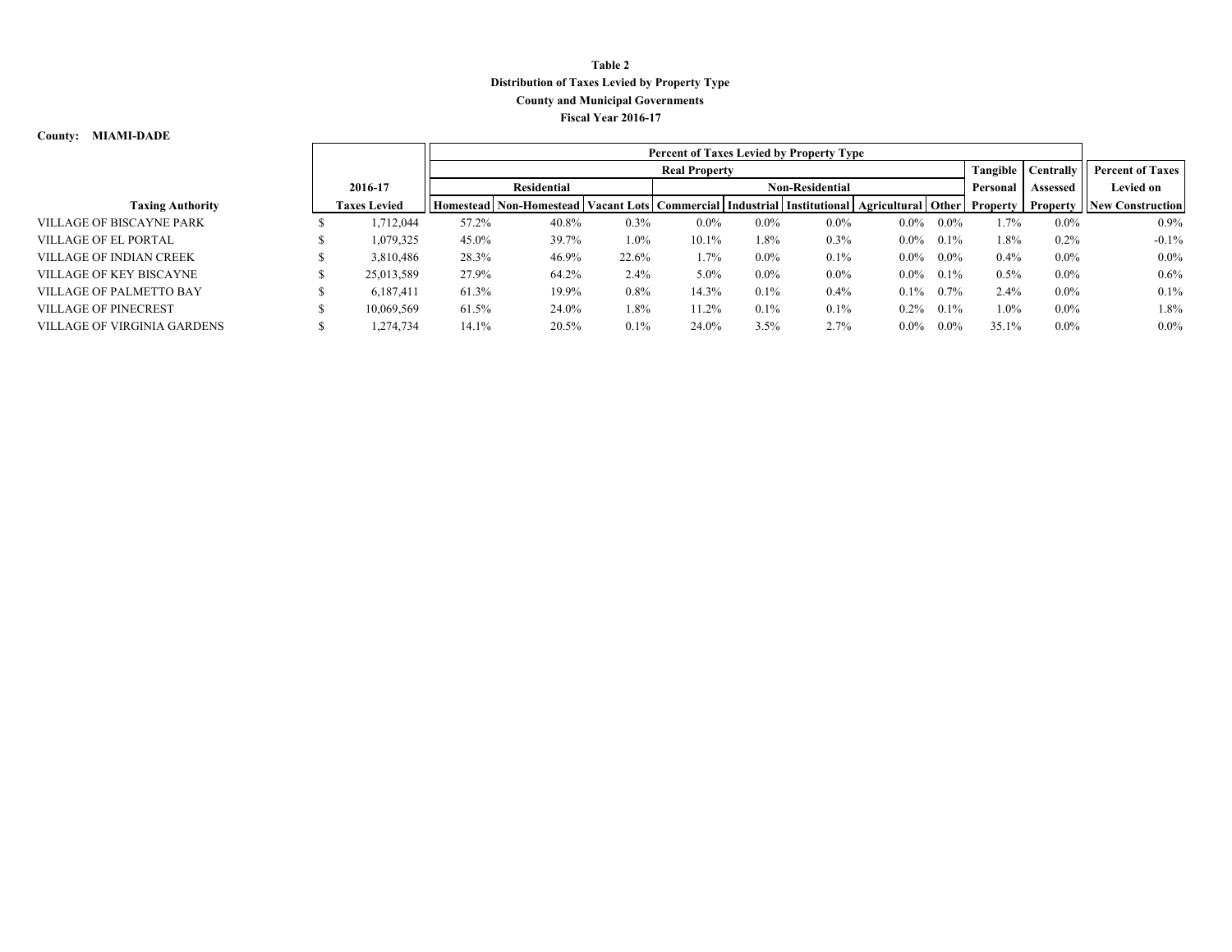**Table 2**
**Distribution of Taxes Levied by Property Type**
**County and Municipal Governments**
**Fiscal Year 2016-17**

**County: MIAMI-DADE**

| | | Percent of Taxes Levied by Property Type | | | | | | | | | | | |
|---|---|---|---|---|---|---|---|---|---|---|---|---|---|
| | | Real Property | | | | | | | | | Tangible | Centrally | Percent of Taxes |
| | 2016-17 | Residential | | | Non-Residential | | | | | | Personal | Assessed | Levied on |
| Taxing Authority | Taxes Levied | Homestead | Non-Homestead | Vacant Lots | Commercial | Industrial | Institutional | Agricultural | Other | | Property | Property | New Construction |
| VILLAGE OF BISCAYNE PARK | $ 1,712,044 | 57.2% | 40.8% | 0.3% | 0.0% | 0.0% | 0.0% | 0.0% | 0.0% | | 1.7% | 0.0% | 0.9% |
| VILLAGE OF EL PORTAL | $ 1,079,325 | 45.0% | 39.7% | 1.0% | 10.1% | 1.8% | 0.3% | 0.0% | 0.1% | | 1.8% | 0.2% | -0.1% |
| VILLAGE OF INDIAN CREEK | $ 3,810,486 | 28.3% | 46.9% | 22.6% | 1.7% | 0.0% | 0.1% | 0.0% | 0.0% | | 0.4% | 0.0% | 0.0% |
| VILLAGE OF KEY BISCAYNE | $ 25,013,589 | 27.9% | 64.2% | 2.4% | 5.0% | 0.0% | 0.0% | 0.0% | 0.1% | | 0.5% | 0.0% | 0.6% |
| VILLAGE OF PALMETTO BAY | $ 6,187,411 | 61.3% | 19.9% | 0.8% | 14.3% | 0.1% | 0.4% | 0.1% | 0.7% | | 2.4% | 0.0% | 0.1% |
| VILLAGE OF PINECREST | $ 10,069,569 | 61.5% | 24.0% | 1.8% | 11.2% | 0.1% | 0.1% | 0.2% | 0.1% | | 1.0% | 0.0% | 1.8% |
| VILLAGE OF VIRGINIA GARDENS | $ 1,274,734 | 14.1% | 20.5% | 0.1% | 24.0% | 3.5% | 2.7% | 0.0% | 0.0% | | 35.1% | 0.0% | 0.0% |